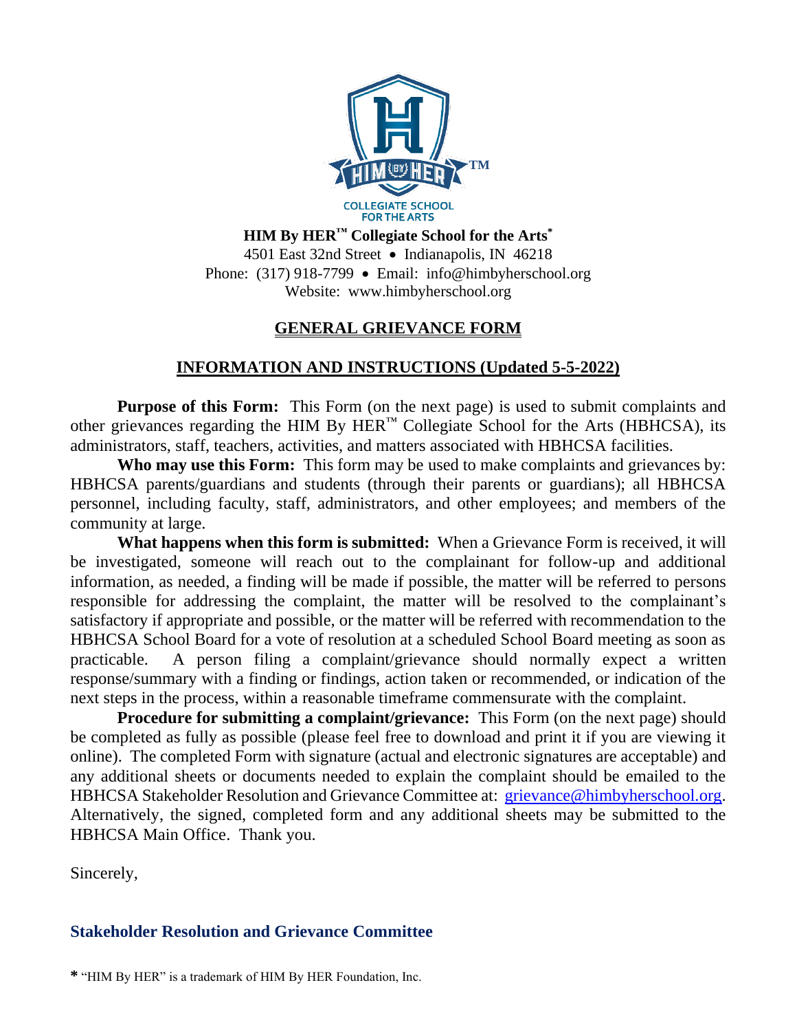**HIM By HER™ Collegiate School for the Arts***

4501 East 32nd Street • Indianapolis, IN 46218
Phone: (317) 918-7799 • Email: info@himbyherschool.org
Website: www.himbyherschool.org

## GENERAL GRIEVANCE FORM

## INFORMATION AND INSTRUCTIONS (Updated 5-5-2022)

**Purpose of this Form:** This Form (on the next page) is used to submit complaints and other grievances regarding the HIM By HER™ Collegiate School for the Arts (HBHCSA), its administrators, staff, teachers, activities, and matters associated with HBHCSA facilities.

**Who may use this Form:** This form may be used to make complaints and grievances by: HBHCSA parents/guardians and students (through their parents or guardians); all HBHCSA personnel, including faculty, staff, administrators, and other employees; and members of the community at large.

**What happens when this form is submitted:** When a Grievance Form is received, it will be investigated, someone will reach out to the complainant for follow-up and additional information, as needed, a finding will be made if possible, the matter will be referred to persons responsible for addressing the complaint, the matter will be resolved to the complainant's satisfaction if appropriate and possible, or the matter will be referred with recommendation to the HBHCSA School Board for a vote of resolution at a scheduled School Board meeting as soon as practicable. A person filing a complaint/grievance should normally expect a written response/summary with a finding or findings, action taken or recommended, or indication of the next steps in the process, within a reasonable timeframe commensurate with the complaint.

**Procedure for submitting a complaint/grievance:** This Form (on the next page) should be completed as fully as possible (please feel free to download and print it if you are viewing it online). The completed Form with signature (actual and electronic signatures are acceptable) and any additional sheets or documents needed to explain the complaint should be emailed to the HBHCSA Stakeholder Resolution and Grievance Committee at: grievance@himbyherschool.org. Alternatively, the signed, completed form and any additional sheets may be submitted to the HBHCSA Main Office. Thank you.

Sincerely,

**Stakeholder Resolution and Grievance Committee**

* "HIM By HER" is a trademark of HIM By HER Foundation, Inc.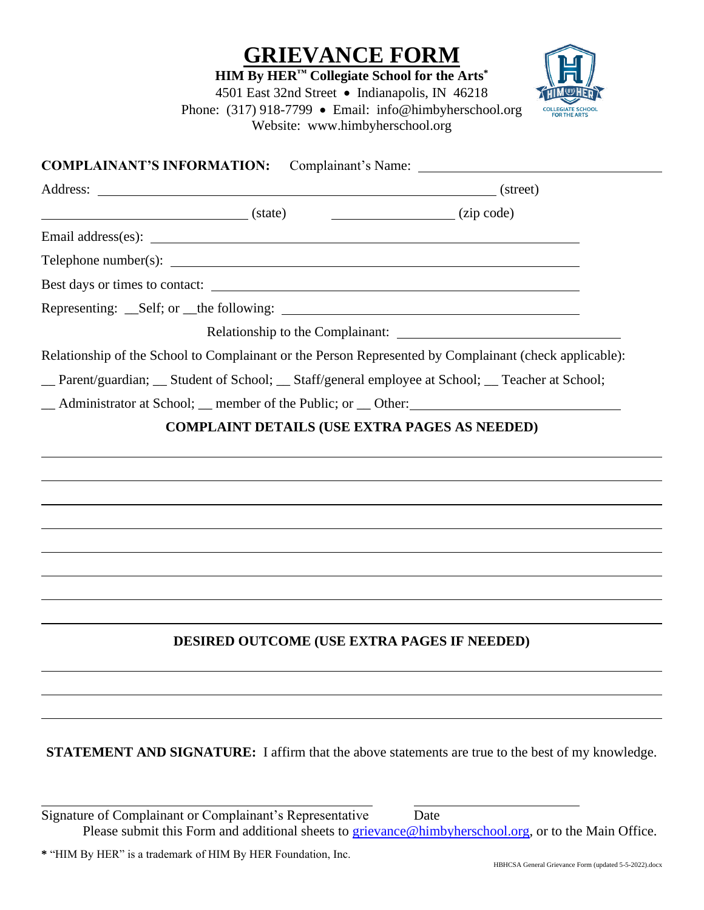# GRIEVANCE FORM

**HIM By HER™ Collegiate School for the Arts***

4501 East 32nd Street • Indianapolis, IN 46218

Phone: (317) 918-7799 • Email: info@himbyherschool.org

Website: www.himbyherschool.org

**COMPLAINANT'S INFORMATION:** Complainant's Name: ______________________________

Address: ____________________________________________ (street)

______________________ (state) ______________ (zip code)

Email address(es): ____________________________________________

Telephone number(s): ____________________________________________

Best days or times to contact: ____________________________________________

Representing: __Self; or __the following: ____________________________________

Relationship to the Complainant: ______________________________

Relationship of the School to Complainant or the Person Represented by Complainant (check applicable):

__ Parent/guardian; __ Student of School; __ Staff/general employee at School; __ Teacher at School;

__ Administrator at School; __ member of the Public; or __ Other: ______________________________

**COMPLAINT DETAILS (USE EXTRA PAGES AS NEEDED)**

________________________________________________________________________________

________________________________________________________________________________

________________________________________________________________________________

________________________________________________________________________________

________________________________________________________________________________

________________________________________________________________________________

________________________________________________________________________________

________________________________________________________________________________

**DESIRED OUTCOME (USE EXTRA PAGES IF NEEDED)**

________________________________________________________________________________

________________________________________________________________________________

________________________________________________________________________________

**STATEMENT AND SIGNATURE:** I affirm that the above statements are true to the best of my knowledge.

____________________________________________ ______________________

Signature of Complainant or Complainant's Representative Date

Please submit this Form and additional sheets to grievance@himbyherschool.org, or to the Main Office.

* "HIM By HER" is a trademark of HIM By HER Foundation, Inc.

HBHCSA General Grievance Form (updated 5-5-2022).docx